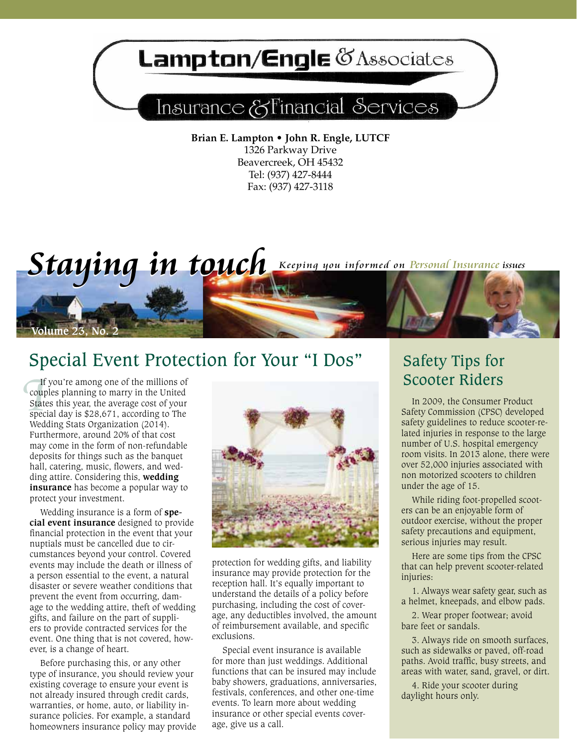# Lampton/Engle & Associates

## Insurance & Financial Services

**Brian E. Lampton • John R. Engle, LUTCF**
1326 Parkway Drive
Beavercreek, OH 45432
Tel: (937) 427-8444
Fax: (937) 427-3118

# *Staying in touch*

*Keeping you informed on Personal Insurance issues*

Volume 23, No. 2

## Special Event Protection for Your "I Dos"

If you're among one of the millions of couples planning to marry in the United States this year, the average cost of your special day is $28,671, according to The Wedding Stats Organization (2014). Furthermore, around 20% of that cost may come in the form of non-refundable deposits for things such as the banquet hall, catering, music, flowers, and wedding attire. Considering this, **wedding insurance** has become a popular way to protect your investment.

Wedding insurance is a form of **special event insurance** designed to provide financial protection in the event that your nuptials must be cancelled due to circumstances beyond your control. Covered events may include the death or illness of a person essential to the event, a natural disaster or severe weather conditions that prevent the event from occurring, damage to the wedding attire, theft of wedding gifts, and failure on the part of suppliers to provide contracted services for the event. One thing that is not covered, however, is a change of heart.

Before purchasing this, or any other type of insurance, you should review your existing coverage to ensure your event is not already insured through credit cards, warranties, or home, auto, or liability insurance policies. For example, a standard homeowners insurance policy may provide protection for wedding gifts, and liability insurance may provide protection for the reception hall. It's equally important to understand the details of a policy before purchasing, including the cost of coverage, any deductibles involved, the amount of reimbursement available, and specific exclusions.

Special event insurance is available for more than just weddings. Additional functions that can be insured may include baby showers, graduations, anniversaries, festivals, conferences, and other one-time events. To learn more about wedding insurance or other special events coverage, give us a call.

## Safety Tips for Scooter Riders

In 2009, the Consumer Product Safety Commission (CPSC) developed safety guidelines to reduce scooter-related injuries in response to the large number of U.S. hospital emergency room visits. In 2013 alone, there were over 52,000 injuries associated with non motorized scooters to children under the age of 15.

While riding foot-propelled scooters can be an enjoyable form of outdoor exercise, without the proper safety precautions and equipment, serious injuries may result.

Here are some tips from the CPSC that can help prevent scooter-related injuries:

1. Always wear safety gear, such as a helmet, kneepads, and elbow pads.

2. Wear proper footwear; avoid bare feet or sandals.

3. Always ride on smooth surfaces, such as sidewalks or paved, off-road paths. Avoid traffic, busy streets, and areas with water, sand, gravel, or dirt.

4. Ride your scooter during daylight hours only.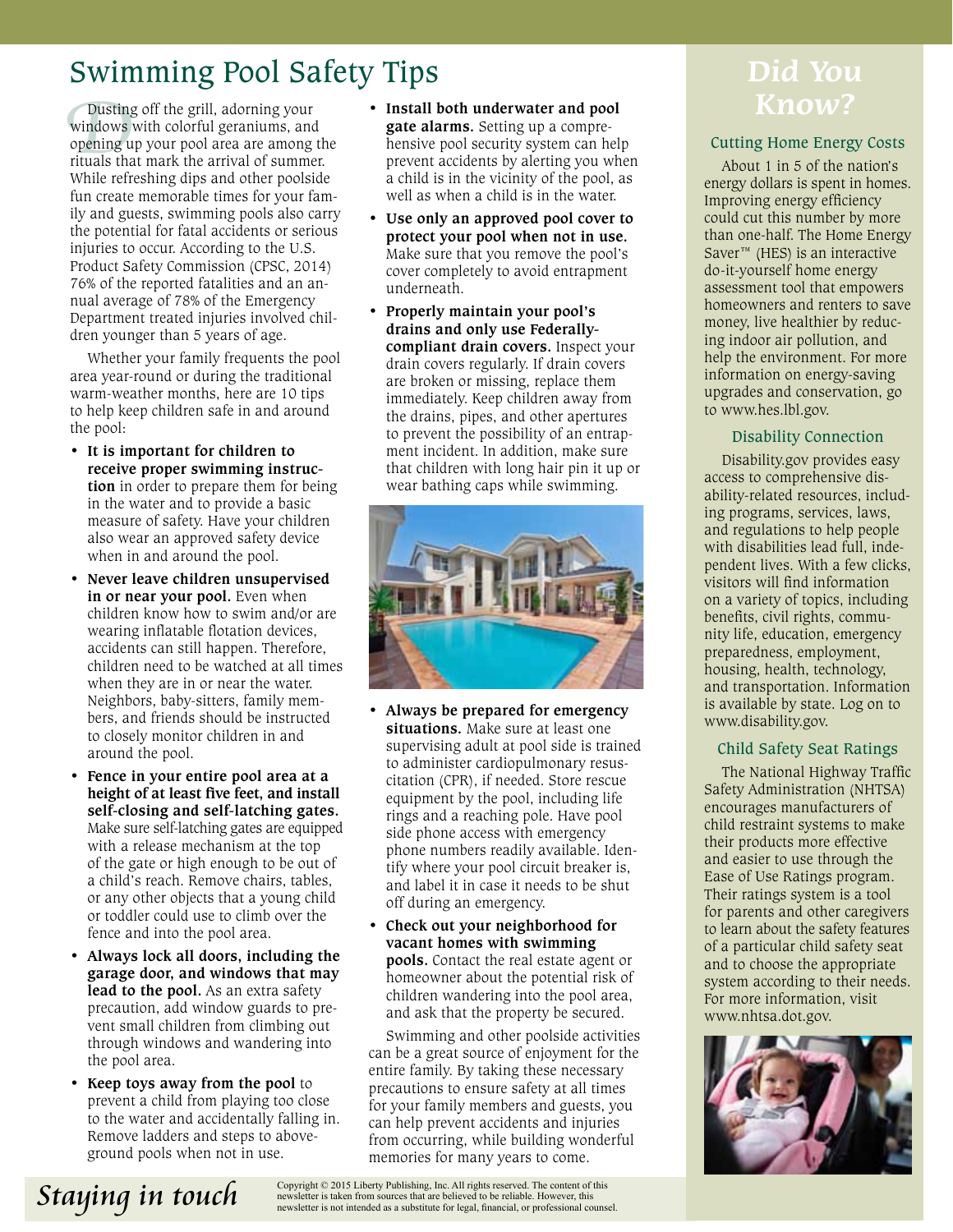# Swimming Pool Safety Tips

Dusting off the grill, adorning your windows with colorful geraniums, and opening up your pool area are among the rituals that mark the arrival of summer. While refreshing dips and other poolside fun create memorable times for your family and guests, swimming pools also carry the potential for fatal accidents or serious injuries to occur. According to the U.S. Product Safety Commission (CPSC, 2014) 76% of the reported fatalities and an annual average of 78% of the Emergency Department treated injuries involved children younger than 5 years of age.

Whether your family frequents the pool area year-round or during the traditional warm-weather months, here are 10 tips to help keep children safe in and around the pool:

- **It is important for children to receive proper swimming instruction** in order to prepare them for being in the water and to provide a basic measure of safety. Have your children also wear an approved safety device when in and around the pool.
- **Never leave children unsupervised in or near your pool.** Even when children know how to swim and/or are wearing inflatable flotation devices, accidents can still happen. Therefore, children need to be watched at all times when they are in or near the water. Neighbors, baby-sitters, family members, and friends should be instructed to closely monitor children in and around the pool.
- **Fence in your entire pool area at a height of at least five feet, and install self-closing and self-latching gates.** Make sure self-latching gates are equipped with a release mechanism at the top of the gate or high enough to be out of a child's reach. Remove chairs, tables, or any other objects that a young child or toddler could use to climb over the fence and into the pool area.
- **Always lock all doors, including the garage door, and windows that may lead to the pool.** As an extra safety precaution, add window guards to prevent small children from climbing out through windows and wandering into the pool area.
- **Keep toys away from the pool** to prevent a child from playing too close to the water and accidentally falling in. Remove ladders and steps to above-ground pools when not in use.
- **Install both underwater and pool gate alarms.** Setting up a comprehensive pool security system can help prevent accidents by alerting you when a child is in the vicinity of the pool, as well as when a child is in the water.
- **Use only an approved pool cover to protect your pool when not in use.** Make sure that you remove the pool's cover completely to avoid entrapment underneath.
- **Properly maintain your pool's drains and only use Federally-compliant drain covers.** Inspect your drain covers regularly. If drain covers are broken or missing, replace them immediately. Keep children away from the drains, pipes, and other apertures to prevent the possibility of an entrapment incident. In addition, make sure that children with long hair pin it up or wear bathing caps while swimming.
- **Always be prepared for emergency situations.** Make sure at least one supervising adult at pool side is trained to administer cardiopulmonary resuscitation (CPR), if needed. Store rescue equipment by the pool, including life rings and a reaching pole. Have pool side phone access with emergency phone numbers readily available. Identify where your pool circuit breaker is, and label it in case it needs to be shut off during an emergency.
- **Check out your neighborhood for vacant homes with swimming pools.** Contact the real estate agent or homeowner about the potential risk of children wandering into the pool area, and ask that the property be secured.

Swimming and other poolside activities can be a great source of enjoyment for the entire family. By taking these necessary precautions to ensure safety at all times for your family members and guests, you can help prevent accidents and injuries from occurring, while building wonderful memories for many years to come.

# Did You Know?

## Cutting Home Energy Costs

About 1 in 5 of the nation's energy dollars is spent in homes. Improving energy efficiency could cut this number by more than one-half. The Home Energy Saver™ (HES) is an interactive do-it-yourself home energy assessment tool that empowers homeowners and renters to save money, live healthier by reducing indoor air pollution, and help the environment. For more information on energy-saving upgrades and conservation, go to www.hes.lbl.gov.

## Disability Connection

Disability.gov provides easy access to comprehensive disability-related resources, including programs, services, laws, and regulations to help people with disabilities lead full, independent lives. With a few clicks, visitors will find information on a variety of topics, including benefits, civil rights, community life, education, emergency preparedness, employment, housing, health, technology, and transportation. Information is available by state. Log on to www.disability.gov.

## Child Safety Seat Ratings

The National Highway Traffic Safety Administration (NHTSA) encourages manufacturers of child restraint systems to make their products more effective and easier to use through the Ease of Use Ratings program. Their ratings system is a tool for parents and other caregivers to learn about the safety features of a particular child safety seat and to choose the appropriate system according to their needs. For more information, visit www.nhtsa.dot.gov.

*Staying in touch*

Copyright © 2015 Liberty Publishing, Inc. All rights reserved. The content of this newsletter is taken from sources that are believed to be reliable. However, this newsletter is not intended as a substitute for legal, financial, or professional counsel.